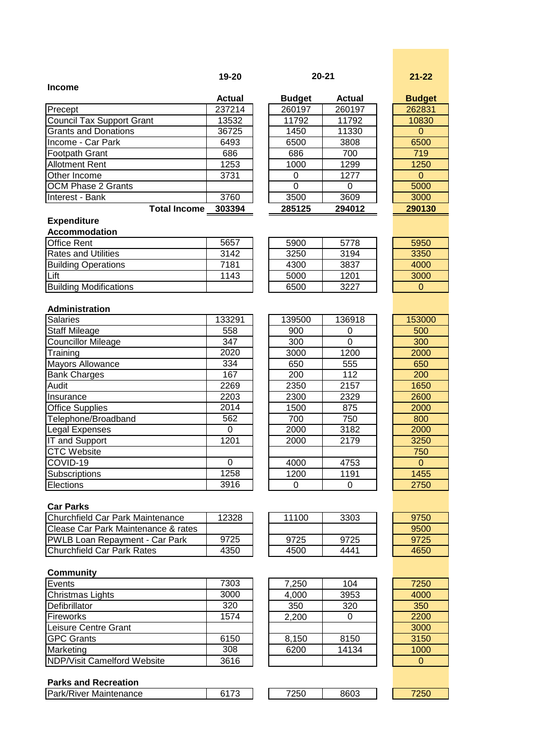| | 19-20 | 20-21 | | 21-22 |
|---|---|---|---|---|
| **Income** | **Actual** | **Budget** | **Actual** | **Budget** |
| Precept | 237214 | 260197 | 260197 | 262831 |
| Council Tax Support Grant | 13532 | 11792 | 11792 | 10830 |
| Grants and Donations | 36725 | 1450 | 11330 | 0 |
| Income - Car Park | 6493 | 6500 | 3808 | 6500 |
| Footpath Grant | 686 | 686 | 700 | 719 |
| Allotment Rent | 1253 | 1000 | 1299 | 1250 |
| Other Income | 3731 | 0 | 1277 | 0 |
| OCM Phase 2 Grants | | 0 | 0 | 5000 |
| Interest - Bank | 3760 | 3500 | 3609 | 3000 |
| **Total Income** | **303394** | **285125** | **294012** | **290130** |
| **Expenditure** | | | | |
| **Accommodation** | | | | |
| Office Rent | 5657 | 5900 | 5778 | 5950 |
| Rates and Utilities | 3142 | 3250 | 3194 | 3350 |
| Building Operations | 7181 | 4300 | 3837 | 4000 |
| Lift | 1143 | 5000 | 1201 | 3000 |
| Building Modifications | | 6500 | 3227 | 0 |
| **Administration** | | | | |
| Salaries | 133291 | 139500 | 136918 | 153000 |
| Staff Mileage | 558 | 900 | 0 | 500 |
| Councillor Mileage | 347 | 300 | 0 | 300 |
| Training | 2020 | 3000 | 1200 | 2000 |
| Mayors Allowance | 334 | 650 | 555 | 650 |
| Bank Charges | 167 | 200 | 112 | 200 |
| Audit | 2269 | 2350 | 2157 | 1650 |
| Insurance | 2203 | 2300 | 2329 | 2600 |
| Office Supplies | 2014 | 1500 | 875 | 2000 |
| Telephone/Broadband | 562 | 700 | 750 | 800 |
| Legal Expenses | 0 | 2000 | 3182 | 2000 |
| IT and Support | 1201 | 2000 | 2179 | 3250 |
| CTC Website | | | | 750 |
| COVID-19 | 0 | 4000 | 4753 | 0 |
| Subscriptions | 1258 | 1200 | 1191 | 1455 |
| Elections | 3916 | 0 | 0 | 2750 |
| **Car Parks** | | | | |
| Churchfield Car Park Maintenance | 12328 | 11100 | 3303 | 9750 |
| Clease Car Park Maintenance & rates | | | | 9500 |
| PWLB Loan Repayment - Car Park | 9725 | 9725 | 9725 | 9725 |
| Churchfield Car Park Rates | 4350 | 4500 | 4441 | 4650 |
| **Community** | | | | |
| Events | 7303 | 7,250 | 104 | 7250 |
| Christmas Lights | 3000 | 4,000 | 3953 | 4000 |
| Defibrillator | 320 | 350 | 320 | 350 |
| Fireworks | 1574 | 2,200 | 0 | 2200 |
| Leisure Centre Grant | | | | 3000 |
| GPC Grants | 6150 | 8,150 | 8150 | 3150 |
| Marketing | 308 | 6200 | 14134 | 1000 |
| NDP/Visit Camelford Website | 3616 | | | 0 |
| **Parks and Recreation** | | | | |
| Park/River Maintenance | 6173 | 7250 | 8603 | 7250 |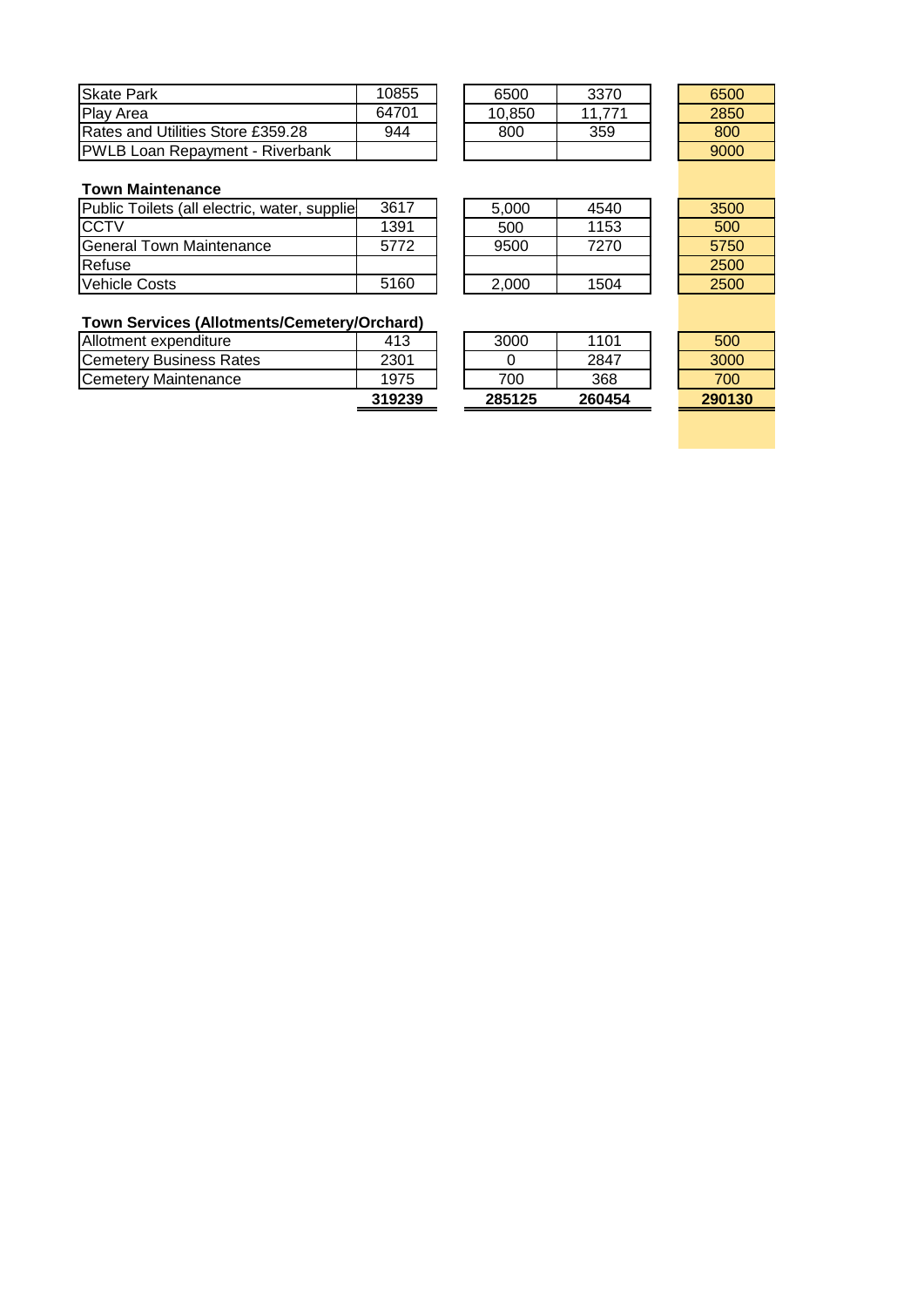| | | | | |
|---|---|---|---|---|
| Skate Park | 10855 | 6500 | 3370 | 6500 |
| Play Area | 64701 | 10,850 | 11,771 | 2850 |
| Rates and Utilities Store £359.28 | 944 | 800 | 359 | 800 |
| PWLB Loan Repayment - Riverbank | | | | 9000 |
| **Town Maintenance** | | | | |
| Public Toilets (all electric, water, supplie | 3617 | 5,000 | 4540 | 3500 |
| CCTV | 1391 | 500 | 1153 | 500 |
| General Town Maintenance | 5772 | 9500 | 7270 | 5750 |
| Refuse | | | | 2500 |
| Vehicle Costs | 5160 | 2,000 | 1504 | 2500 |
| **Town Services (Allotments/Cemetery/Orchard)** | | | | |
| Allotment expenditure | 413 | 3000 | 1101 | 500 |
| Cemetery Business Rates | 2301 | 0 | 2847 | 3000 |
| Cemetery Maintenance | 1975 | 700 | 368 | 700 |
| | **319239** | **285125** | **260454** | **290130** |